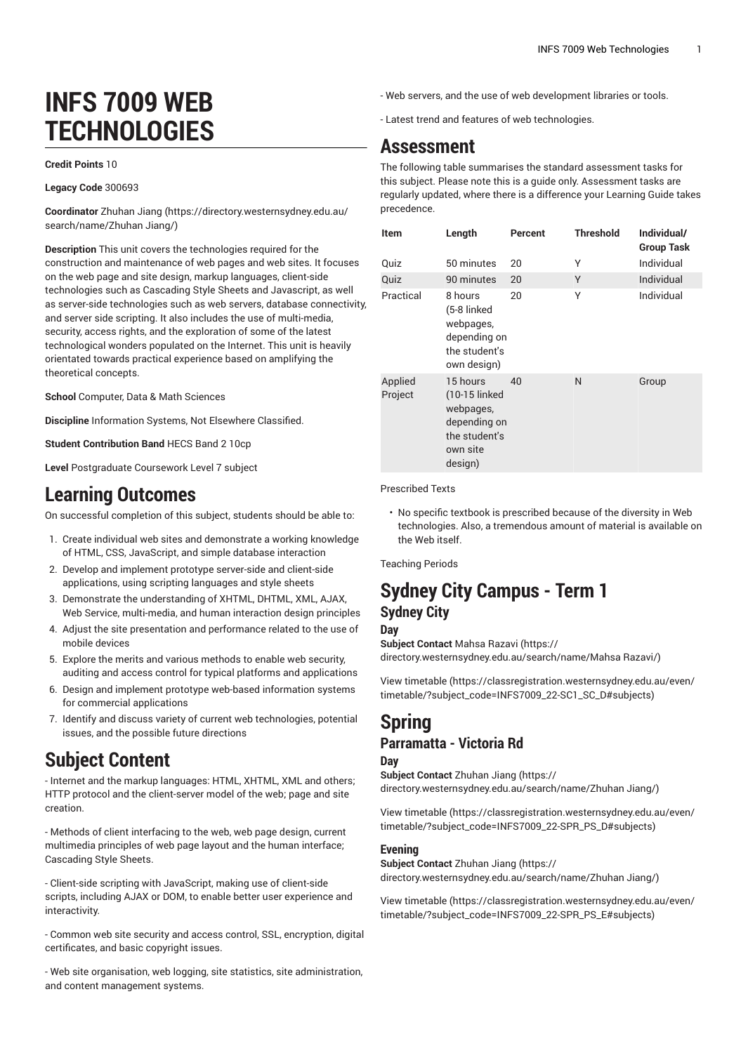# INFS 7009 WEB TECHNOLOGIES

**Credit Points** 10

**Legacy Code** 300693

**Coordinator** Zhuhan Jiang (https://directory.westernsydney.edu.au/search/name/Zhuhan Jiang/)

**Description** This unit covers the technologies required for the construction and maintenance of web pages and web sites. It focuses on the web page and site design, markup languages, client-side technologies such as Cascading Style Sheets and Javascript, as well as server-side technologies such as web servers, database connectivity, and server side scripting. It also includes the use of multi-media, security, access rights, and the exploration of some of the latest technological wonders populated on the Internet. This unit is heavily orientated towards practical experience based on amplifying the theoretical concepts.

**School** Computer, Data & Math Sciences

**Discipline** Information Systems, Not Elsewhere Classified.

**Student Contribution Band** HECS Band 2 10cp

**Level** Postgraduate Coursework Level 7 subject

## Learning Outcomes

On successful completion of this subject, students should be able to:

1. Create individual web sites and demonstrate a working knowledge of HTML, CSS, JavaScript, and simple database interaction
2. Develop and implement prototype server-side and client-side applications, using scripting languages and style sheets
3. Demonstrate the understanding of XHTML, DHTML, XML, AJAX, Web Service, multi-media, and human interaction design principles
4. Adjust the site presentation and performance related to the use of mobile devices
5. Explore the merits and various methods to enable web security, auditing and access control for typical platforms and applications
6. Design and implement prototype web-based information systems for commercial applications
7. Identify and discuss variety of current web technologies, potential issues, and the possible future directions

## Subject Content

- Internet and the markup languages: HTML, XHTML, XML and others; HTTP protocol and the client-server model of the web; page and site creation.

- Methods of client interfacing to the web, web page design, current multimedia principles of web page layout and the human interface; Cascading Style Sheets.

- Client-side scripting with JavaScript, making use of client-side scripts, including AJAX or DOM, to enable better user experience and interactivity.

- Common web site security and access control, SSL, encryption, digital certificates, and basic copyright issues.

- Web site organisation, web logging, site statistics, site administration, and content management systems.

- Web servers, and the use of web development libraries or tools.

- Latest trend and features of web technologies.

## Assessment

The following table summarises the standard assessment tasks for this subject. Please note this is a guide only. Assessment tasks are regularly updated, where there is a difference your Learning Guide takes precedence.

| Item | Length | Percent | Threshold | Individual/ Group Task |
|---|---|---|---|---|
| Quiz | 50 minutes | 20 | Y | Individual |
| Quiz | 90 minutes | 20 | Y | Individual |
| Practical | 8 hours (5-8 linked webpages, depending on the student's own design) | 20 | Y | Individual |
| Applied Project | 15 hours (10-15 linked webpages, depending on the student's own site design) | 40 | N | Group |

Prescribed Texts

- No specific textbook is prescribed because of the diversity in Web technologies. Also, a tremendous amount of material is available on the Web itself.

Teaching Periods

## Sydney City Campus - Term 1

### Sydney City

#### Day

**Subject Contact** Mahsa Razavi (https://directory.westernsydney.edu.au/search/name/Mahsa Razavi/)

View timetable (https://classregistration.westernsydney.edu.au/even/timetable/?subject_code=INFS7009_22-SC1_SC_D#subjects)

## Spring

### Parramatta - Victoria Rd

#### Day

**Subject Contact** Zhuhan Jiang (https://directory.westernsydney.edu.au/search/name/Zhuhan Jiang/)

View timetable (https://classregistration.westernsydney.edu.au/even/timetable/?subject_code=INFS7009_22-SPR_PS_D#subjects)

#### Evening

**Subject Contact** Zhuhan Jiang (https://directory.westernsydney.edu.au/search/name/Zhuhan Jiang/)

View timetable (https://classregistration.westernsydney.edu.au/even/timetable/?subject_code=INFS7009_22-SPR_PS_E#subjects)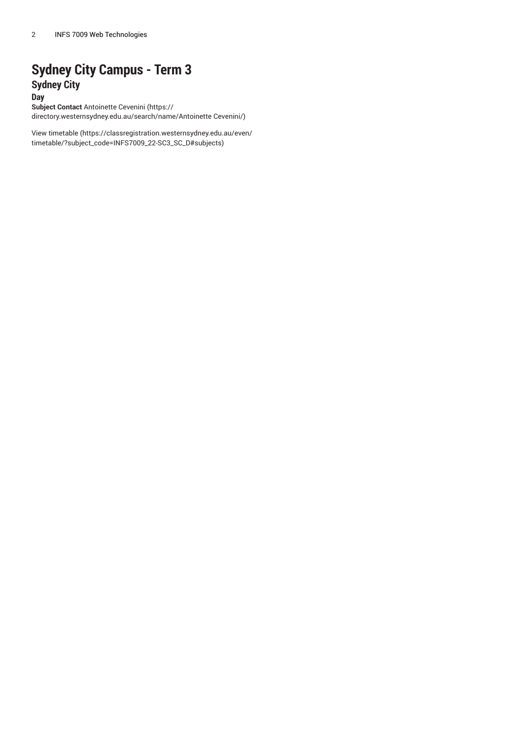# Sydney City Campus - Term 3

## Sydney City

### Day

**Subject Contact** Antoinette Cevenini (https://directory.westernsydney.edu.au/search/name/Antoinette Cevenini/)

View timetable (https://classregistration.westernsydney.edu.au/even/timetable/?subject_code=INFS7009_22-SC3_SC_D#subjects)